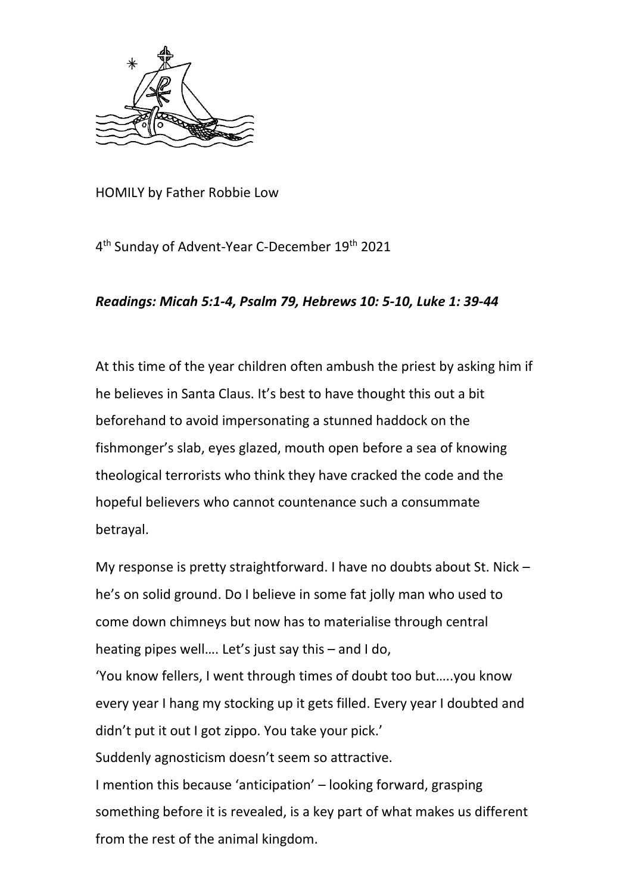HOMILY by Father Robbie Low

4th Sunday of Advent-Year C-December 19th 2021

***Readings: Micah 5:1-4, Psalm 79, Hebrews 10: 5-10, Luke 1: 39-44***

At this time of the year children often ambush the priest by asking him if he believes in Santa Claus. It's best to have thought this out a bit beforehand to avoid impersonating a stunned haddock on the fishmonger's slab, eyes glazed, mouth open before a sea of knowing theological terrorists who think they have cracked the code and the hopeful believers who cannot countenance such a consummate betrayal.

My response is pretty straightforward. I have no doubts about St. Nick – he's on solid ground. Do I believe in some fat jolly man who used to come down chimneys but now has to materialise through central heating pipes well…. Let's just say this – and I do,

'You know fellers, I went through times of doubt too but…..you know every year I hang my stocking up it gets filled. Every year I doubted and didn't put it out I got zippo. You take your pick.'

Suddenly agnosticism doesn't seem so attractive.

I mention this because 'anticipation' – looking forward, grasping something before it is revealed, is a key part of what makes us different from the rest of the animal kingdom.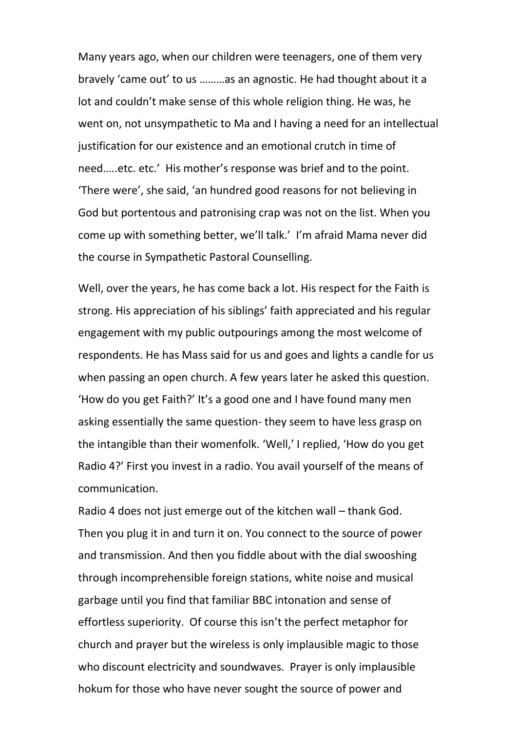Many years ago, when our children were teenagers, one of them very bravely 'came out' to us ………as an agnostic. He had thought about it a lot and couldn't make sense of this whole religion thing. He was, he went on, not unsympathetic to Ma and I having a need for an intellectual justification for our existence and an emotional crutch in time of need…..etc. etc.' His mother's response was brief and to the point. 'There were', she said, 'an hundred good reasons for not believing in God but portentous and patronising crap was not on the list. When you come up with something better, we'll talk.' I'm afraid Mama never did the course in Sympathetic Pastoral Counselling.

Well, over the years, he has come back a lot. His respect for the Faith is strong. His appreciation of his siblings' faith appreciated and his regular engagement with my public outpourings among the most welcome of respondents. He has Mass said for us and goes and lights a candle for us when passing an open church. A few years later he asked this question. 'How do you get Faith?' It's a good one and I have found many men asking essentially the same question- they seem to have less grasp on the intangible than their womenfolk. 'Well,' I replied, 'How do you get Radio 4?' First you invest in a radio. You avail yourself of the means of communication.

Radio 4 does not just emerge out of the kitchen wall – thank God. Then you plug it in and turn it on. You connect to the source of power and transmission. And then you fiddle about with the dial swooshing through incomprehensible foreign stations, white noise and musical garbage until you find that familiar BBC intonation and sense of effortless superiority. Of course this isn't the perfect metaphor for church and prayer but the wireless is only implausible magic to those who discount electricity and soundwaves. Prayer is only implausible hokum for those who have never sought the source of power and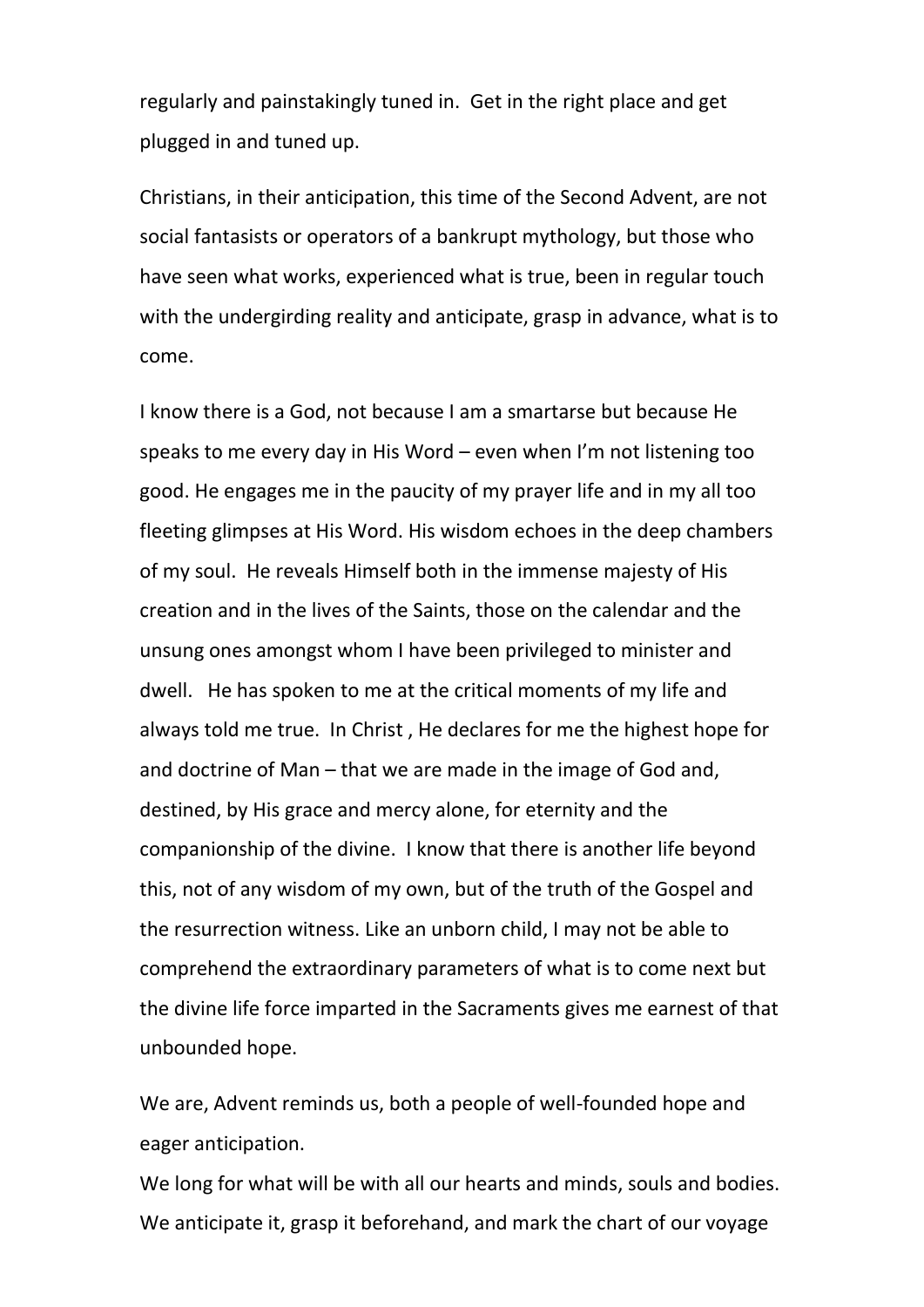regularly and painstakingly tuned in. Get in the right place and get plugged in and tuned up.

Christians, in their anticipation, this time of the Second Advent, are not social fantasists or operators of a bankrupt mythology, but those who have seen what works, experienced what is true, been in regular touch with the undergirding reality and anticipate, grasp in advance, what is to come.

I know there is a God, not because I am a smartarse but because He speaks to me every day in His Word – even when I'm not listening too good. He engages me in the paucity of my prayer life and in my all too fleeting glimpses at His Word. His wisdom echoes in the deep chambers of my soul. He reveals Himself both in the immense majesty of His creation and in the lives of the Saints, those on the calendar and the unsung ones amongst whom I have been privileged to minister and dwell. He has spoken to me at the critical moments of my life and always told me true. In Christ , He declares for me the highest hope for and doctrine of Man – that we are made in the image of God and, destined, by His grace and mercy alone, for eternity and the companionship of the divine. I know that there is another life beyond this, not of any wisdom of my own, but of the truth of the Gospel and the resurrection witness. Like an unborn child, I may not be able to comprehend the extraordinary parameters of what is to come next but the divine life force imparted in the Sacraments gives me earnest of that unbounded hope.

We are, Advent reminds us, both a people of well-founded hope and eager anticipation.

We long for what will be with all our hearts and minds, souls and bodies. We anticipate it, grasp it beforehand, and mark the chart of our voyage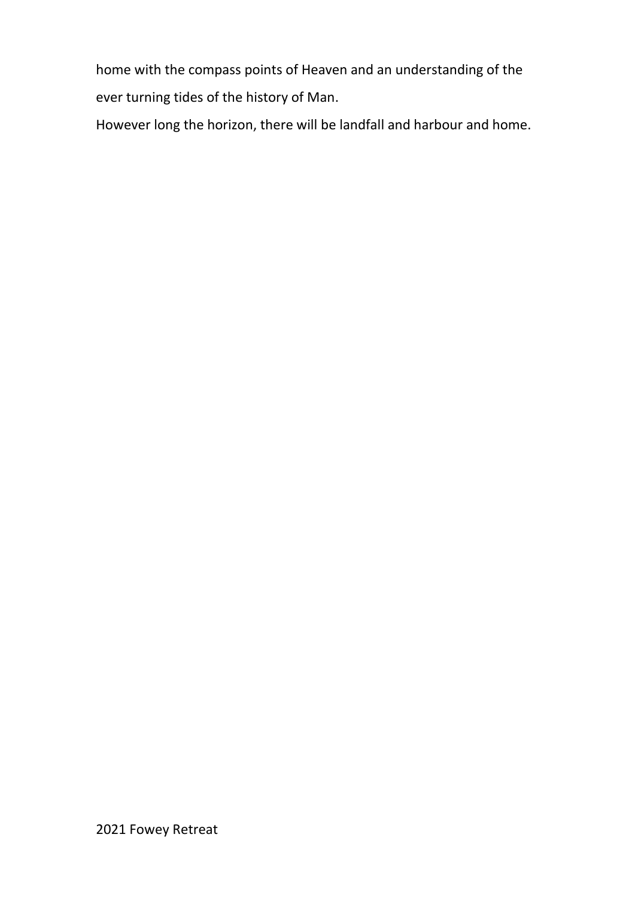home with the compass points of Heaven and an understanding of the ever turning tides of the history of Man.

However long the horizon, there will be landfall and harbour and home.